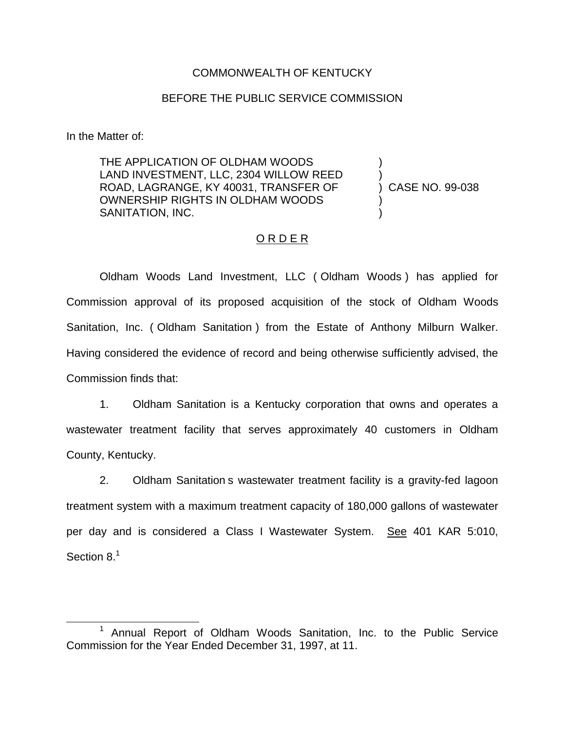COMMONWEALTH OF KENTUCKY

BEFORE THE PUBLIC SERVICE COMMISSION

In the Matter of:

| | | |
|---|---|---|
| THE APPLICATION OF OLDHAM WOODS LAND INVESTMENT, LLC, 2304 WILLOW REED ROAD, LAGRANGE, KY 40031, TRANSFER OF OWNERSHIP RIGHTS IN OLDHAM WOODS SANITATION, INC. | ) | CASE NO. 99-038 |

## O R D E R

Oldham Woods Land Investment, LLC ( Oldham Woods ) has applied for Commission approval of its proposed acquisition of the stock of Oldham Woods Sanitation, Inc. ( Oldham Sanitation ) from the Estate of Anthony Milburn Walker. Having considered the evidence of record and being otherwise sufficiently advised, the Commission finds that:

1. Oldham Sanitation is a Kentucky corporation that owns and operates a wastewater treatment facility that serves approximately 40 customers in Oldham County, Kentucky.

2. Oldham Sanitation s wastewater treatment facility is a gravity-fed lagoon treatment system with a maximum treatment capacity of 180,000 gallons of wastewater per day and is considered a Class I Wastewater System. See 401 KAR 5:010, Section 8.[1]

[1] Annual Report of Oldham Woods Sanitation, Inc. to the Public Service Commission for the Year Ended December 31, 1997, at 11.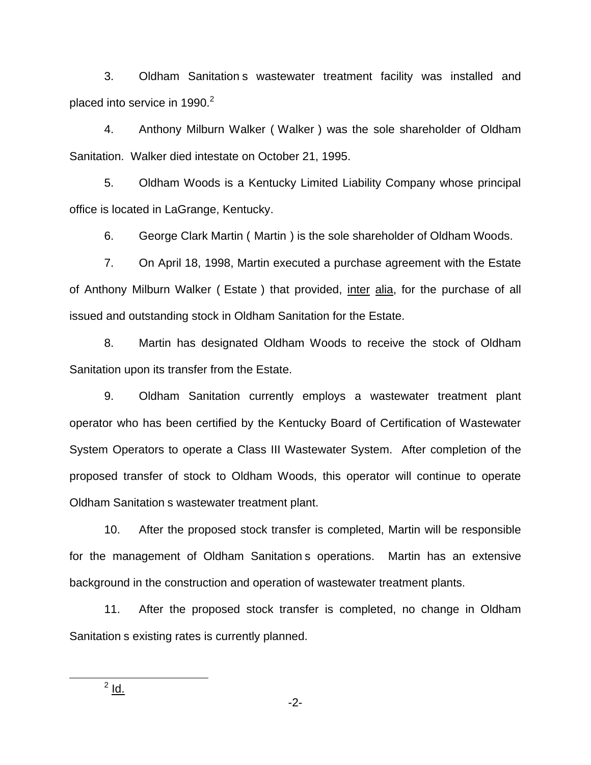3. Oldham Sanitation s wastewater treatment facility was installed and placed into service in 1990.[2]

4. Anthony Milburn Walker ( Walker ) was the sole shareholder of Oldham Sanitation. Walker died intestate on October 21, 1995.

5. Oldham Woods is a Kentucky Limited Liability Company whose principal office is located in LaGrange, Kentucky.

6. George Clark Martin ( Martin ) is the sole shareholder of Oldham Woods.

7. On April 18, 1998, Martin executed a purchase agreement with the Estate of Anthony Milburn Walker ( Estate ) that provided, inter alia, for the purchase of all issued and outstanding stock in Oldham Sanitation for the Estate.

8. Martin has designated Oldham Woods to receive the stock of Oldham Sanitation upon its transfer from the Estate.

9. Oldham Sanitation currently employs a wastewater treatment plant operator who has been certified by the Kentucky Board of Certification of Wastewater System Operators to operate a Class III Wastewater System. After completion of the proposed transfer of stock to Oldham Woods, this operator will continue to operate Oldham Sanitation s wastewater treatment plant.

10. After the proposed stock transfer is completed, Martin will be responsible for the management of Oldham Sanitation s operations. Martin has an extensive background in the construction and operation of wastewater treatment plants.

11. After the proposed stock transfer is completed, no change in Oldham Sanitation s existing rates is currently planned.

---

[2] Id.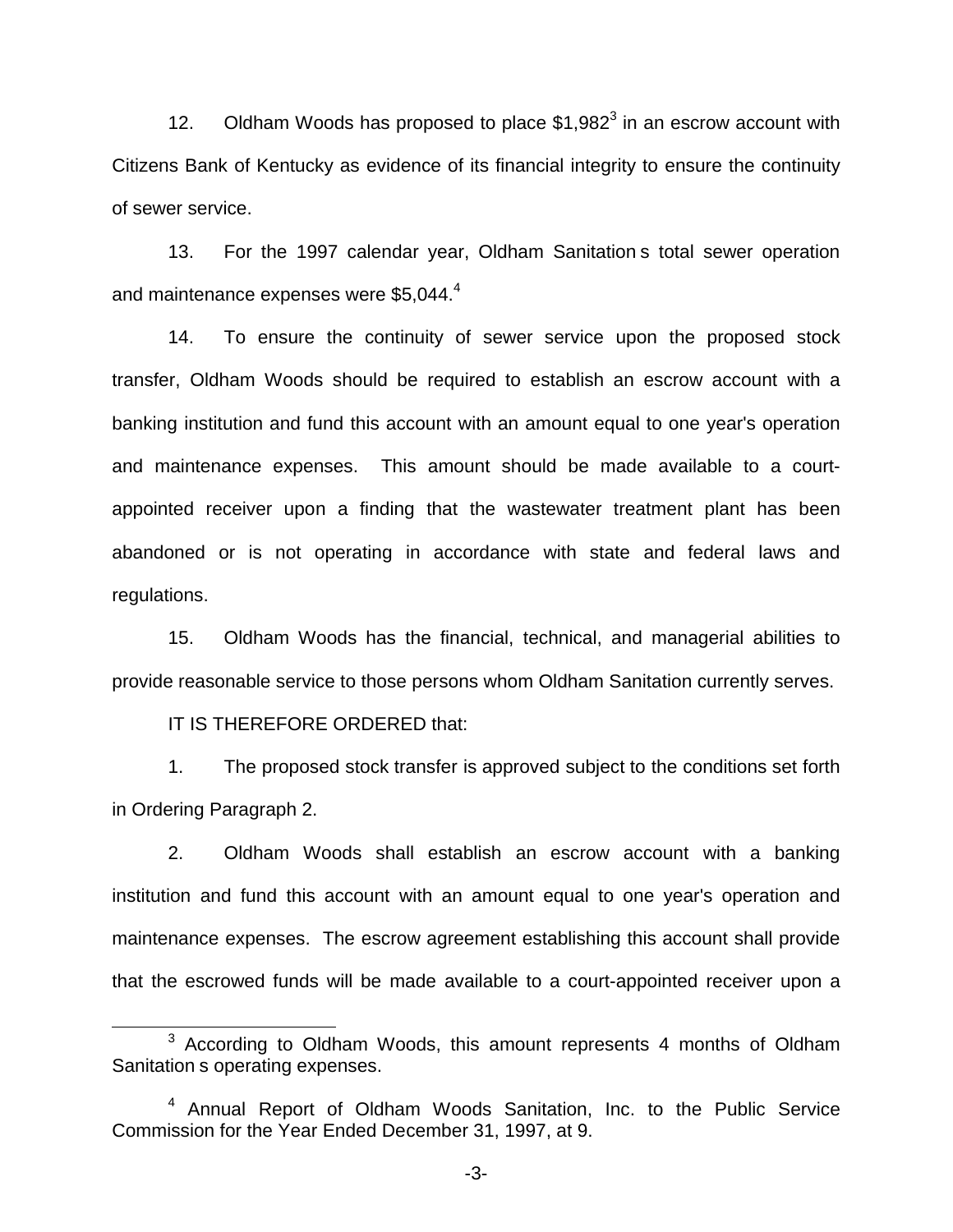12. Oldham Woods has proposed to place $1,982[3] in an escrow account with Citizens Bank of Kentucky as evidence of its financial integrity to ensure the continuity of sewer service.

13. For the 1997 calendar year, Oldham Sanitation s total sewer operation and maintenance expenses were $5,044.[4]

14. To ensure the continuity of sewer service upon the proposed stock transfer, Oldham Woods should be required to establish an escrow account with a banking institution and fund this account with an amount equal to one year's operation and maintenance expenses. This amount should be made available to a court-appointed receiver upon a finding that the wastewater treatment plant has been abandoned or is not operating in accordance with state and federal laws and regulations.

15. Oldham Woods has the financial, technical, and managerial abilities to provide reasonable service to those persons whom Oldham Sanitation currently serves.

IT IS THEREFORE ORDERED that:

1. The proposed stock transfer is approved subject to the conditions set forth in Ordering Paragraph 2.

2. Oldham Woods shall establish an escrow account with a banking institution and fund this account with an amount equal to one year's operation and maintenance expenses. The escrow agreement establishing this account shall provide that the escrowed funds will be made available to a court-appointed receiver upon a

---

[3] According to Oldham Woods, this amount represents 4 months of Oldham Sanitation s operating expenses.

[4] Annual Report of Oldham Woods Sanitation, Inc. to the Public Service Commission for the Year Ended December 31, 1997, at 9.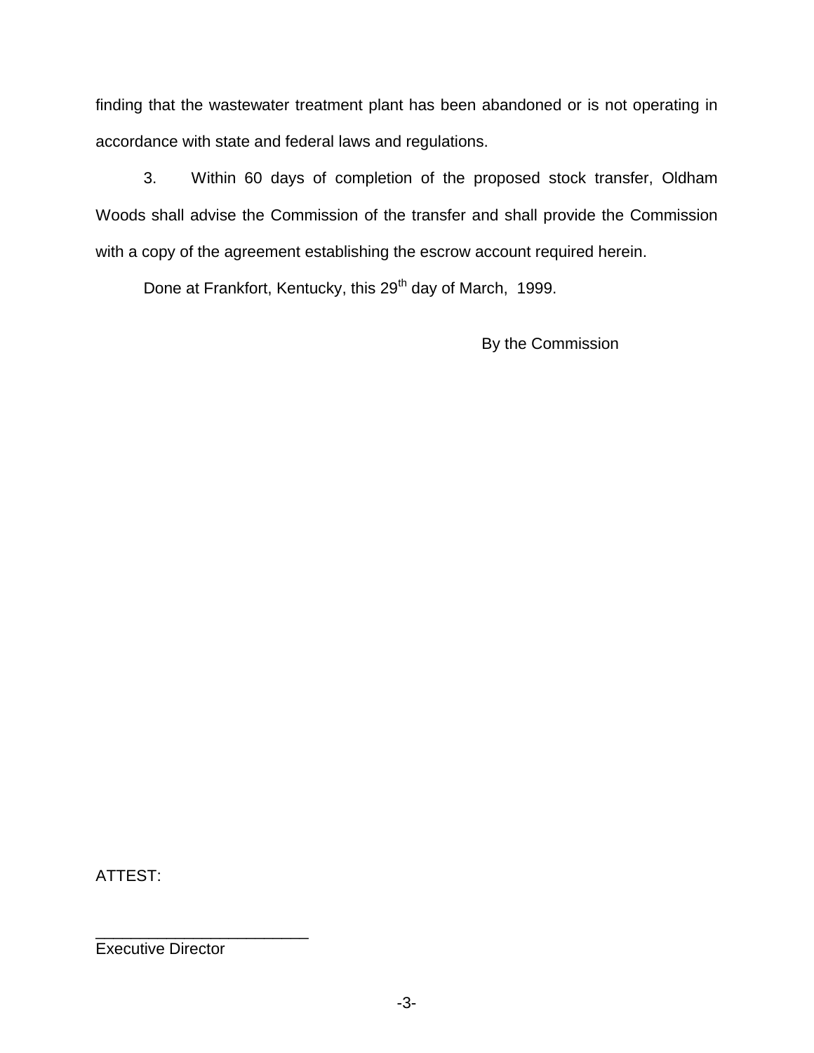finding that the wastewater treatment plant has been abandoned or is not operating in accordance with state and federal laws and regulations.

3. Within 60 days of completion of the proposed stock transfer, Oldham Woods shall advise the Commission of the transfer and shall provide the Commission with a copy of the agreement establishing the escrow account required herein.

Done at Frankfort, Kentucky, this 29th day of March, 1999.

By the Commission

ATTEST:

________________________
Executive Director